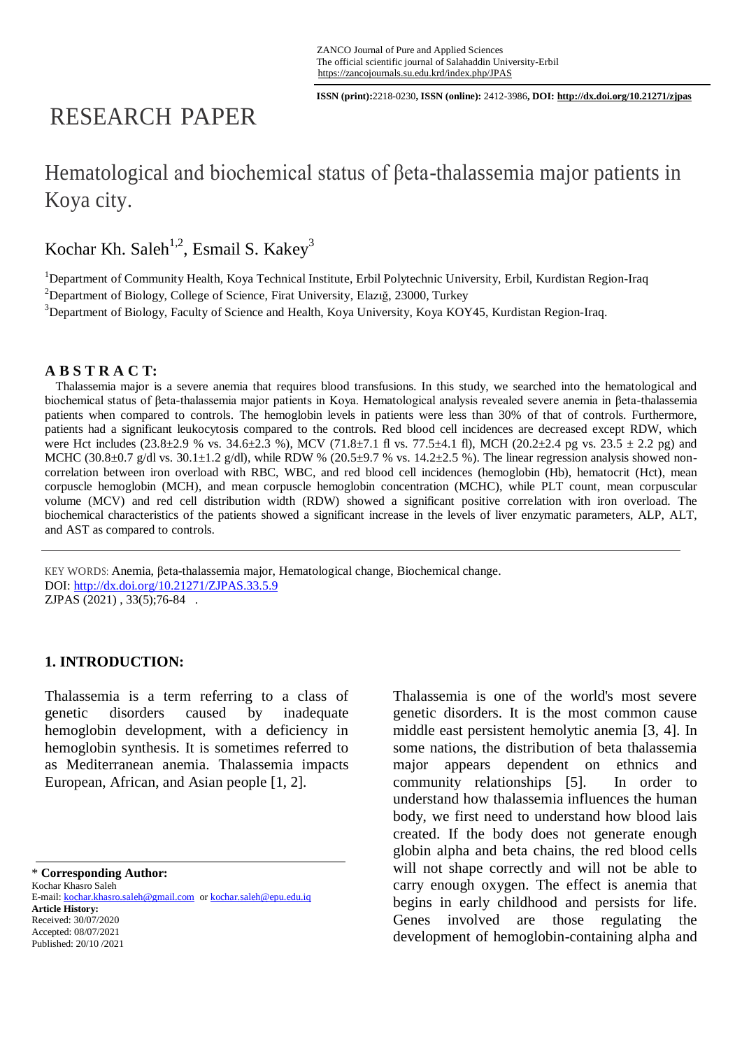ZANCO Journal of Pure and Applied Sciences
The official scientific journal of Salahaddin University-Erbil
https://zancojournals.su.edu.krd/index.php/JPAS

**ISSN (print):**2218-0230**, ISSN (online):** 2412-3986**, DOI: http://dx.doi.org/10.21271/zjpas**

# RESEARCH PAPER

## Hematological and biochemical status of βeta-thalassemia major patients in Koya city.

Kochar Kh. Saleh[1,2], Esmail S. Kakey[3]

[1]Department of Community Health, Koya Technical Institute, Erbil Polytechnic University, Erbil, Kurdistan Region-Iraq
[2]Department of Biology, College of Science, Firat University, Elazığ, 23000, Turkey
[3]Department of Biology, Faculty of Science and Health, Koya University, Koya KOY45, Kurdistan Region-Iraq.

**A B S T R A C T:**

Thalassemia major is a severe anemia that requires blood transfusions. In this study, we searched into the hematological and biochemical status of βeta-thalassemia major patients in Koya. Hematological analysis revealed severe anemia in βeta-thalassemia patients when compared to controls. The hemoglobin levels in patients were less than 30% of that of controls. Furthermore, patients had a significant leukocytosis compared to the controls. Red blood cell incidences are decreased except RDW, which were Hct includes (23.8±2.9 % vs. 34.6±2.3 %), MCV (71.8±7.1 fl vs. 77.5±4.1 fl), MCH (20.2±2.4 pg vs. 23.5 ± 2.2 pg) and MCHC (30.8±0.7 g/dl vs. 30.1±1.2 g/dl), while RDW % (20.5±9.7 % vs. 14.2±2.5 %). The linear regression analysis showed non-correlation between iron overload with RBC, WBC, and red blood cell incidences (hemoglobin (Hb), hematocrit (Hct), mean corpuscle hemoglobin (MCH), and mean corpuscle hemoglobin concentration (MCHC), while PLT count, mean corpuscular volume (MCV) and red cell distribution width (RDW) showed a significant positive correlation with iron overload. The biochemical characteristics of the patients showed a significant increase in the levels of liver enzymatic parameters, ALP, ALT, and AST as compared to controls.

KEY WORDS: Anemia, βeta-thalassemia major, Hematological change, Biochemical change.
DOI: http://dx.doi.org/10.21271/ZJPAS.33.5.9
ZJPAS (2021) , 33(5);76-84 .

### 1. INTRODUCTION:

Thalassemia is a term referring to a class of genetic disorders caused by inadequate hemoglobin development, with a deficiency in hemoglobin synthesis. It is sometimes referred to as Mediterranean anemia. Thalassemia impacts European, African, and Asian people [1, 2].

Thalassemia is one of the world's most severe genetic disorders. It is the most common cause middle east persistent hemolytic anemia [3, 4]. In some nations, the distribution of beta thalassemia major appears dependent on ethnics and community relationships [5]. In order to understand how thalassemia influences the human body, we first need to understand how blood lais created. If the body does not generate enough globin alpha and beta chains, the red blood cells will not shape correctly and will not be able to carry enough oxygen. The effect is anemia that begins in early childhood and persists for life. Genes involved are those regulating the development of hemoglobin-containing alpha and

\* **Corresponding Author:**
Kochar Khasro Saleh
E-mail: kochar.khasro.saleh@gmail.com or kochar.saleh@epu.edu.iq
**Article History:**
Received: 30/07/2020
Accepted: 08/07/2021
Published: 20/10 /2021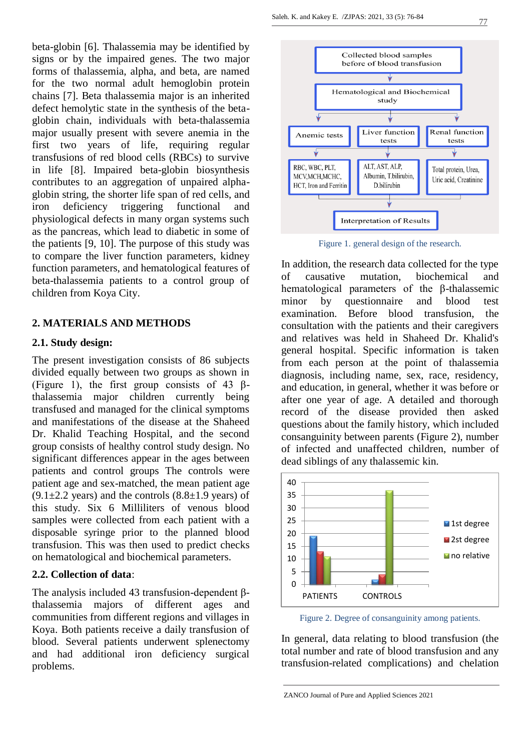beta-globin [6]. Thalassemia may be identified by signs or by the impaired genes. The two major forms of thalassemia, alpha, and beta, are named for the two normal adult hemoglobin protein chains [7]. Beta thalassemia major is an inherited defect hemolytic state in the synthesis of the beta-globin chain, individuals with beta-thalassemia major usually present with severe anemia in the first two years of life, requiring regular transfusions of red blood cells (RBCs) to survive in life [8]. Impaired beta-globin biosynthesis contributes to an aggregation of unpaired alpha-globin string, the shorter life span of red cells, and iron deficiency triggering functional and physiological defects in many organ systems such as the pancreas, which lead to diabetic in some of the patients [9, 10]. The purpose of this study was to compare the liver function parameters, kidney function parameters, and hematological features of beta-thalassemia patients to a control group of children from Koya City.

## 2. MATERIALS AND METHODS

### 2.1. Study design:

The present investigation consists of 86 subjects divided equally between two groups as shown in (Figure 1), the first group consists of 43 β-thalassemia major children currently being transfused and managed for the clinical symptoms and manifestations of the disease at the Shaheed Dr. Khalid Teaching Hospital, and the second group consists of healthy control study design. No significant differences appear in the ages between patients and control groups The controls were patient age and sex-matched, the mean patient age (9.1±2.2 years) and the controls (8.8±1.9 years) of this study. Six 6 Milliliters of venous blood samples were collected from each patient with a disposable syringe prior to the planned blood transfusion. This was then used to predict checks on hematological and biochemical parameters.

### 2.2. Collection of data:

The analysis included 43 transfusion-dependent β-thalassemia majors of different ages and communities from different regions and villages in Koya. Both patients receive a daily transfusion of blood. Several patients underwent splenectomy and had additional iron deficiency surgical problems.

Collected blood samples before of blood transfusion
→ Hematological and Biochemical study
→ Anemic tests: RBC, WBC, PLT, MCV, MCH, MCHC, HCT, Iron and Ferritin
→ Liver function tests: ALT, AST, ALP, Albumin, T.bilirubin, D.bilirubin
→ Renal function tests: Total protein, Urea, Uric acid, Creatinine
→ Interpretation of Results

Figure 1. general design of the research.

In addition, the research data collected for the type of causative mutation, biochemical and hematological parameters of the β-thalassemic minor by questionnaire and blood test examination. Before blood transfusion, the consultation with the patients and their caregivers and relatives was held in Shaheed Dr. Khalid's general hospital. Specific information is taken from each person at the point of thalassemia diagnosis, including name, sex, race, residency, and education, in general, whether it was before or after one year of age. A detailed and thorough record of the disease provided then asked questions about the family history, which included consanguinity between parents (Figure 2), number of infected and unaffected children, number of dead siblings of any thalassemic kin.

| | 1st degree | 2st degree | no relative |
|---|---|---|---|
| PATIENTS | 19 | 13 | 11 |
| CONTROLS | 2 | 4 | 37 |

Figure 2. Degree of consanguinity among patients.

In general, data relating to blood transfusion (the total number and rate of blood transfusion and any transfusion-related complications) and chelation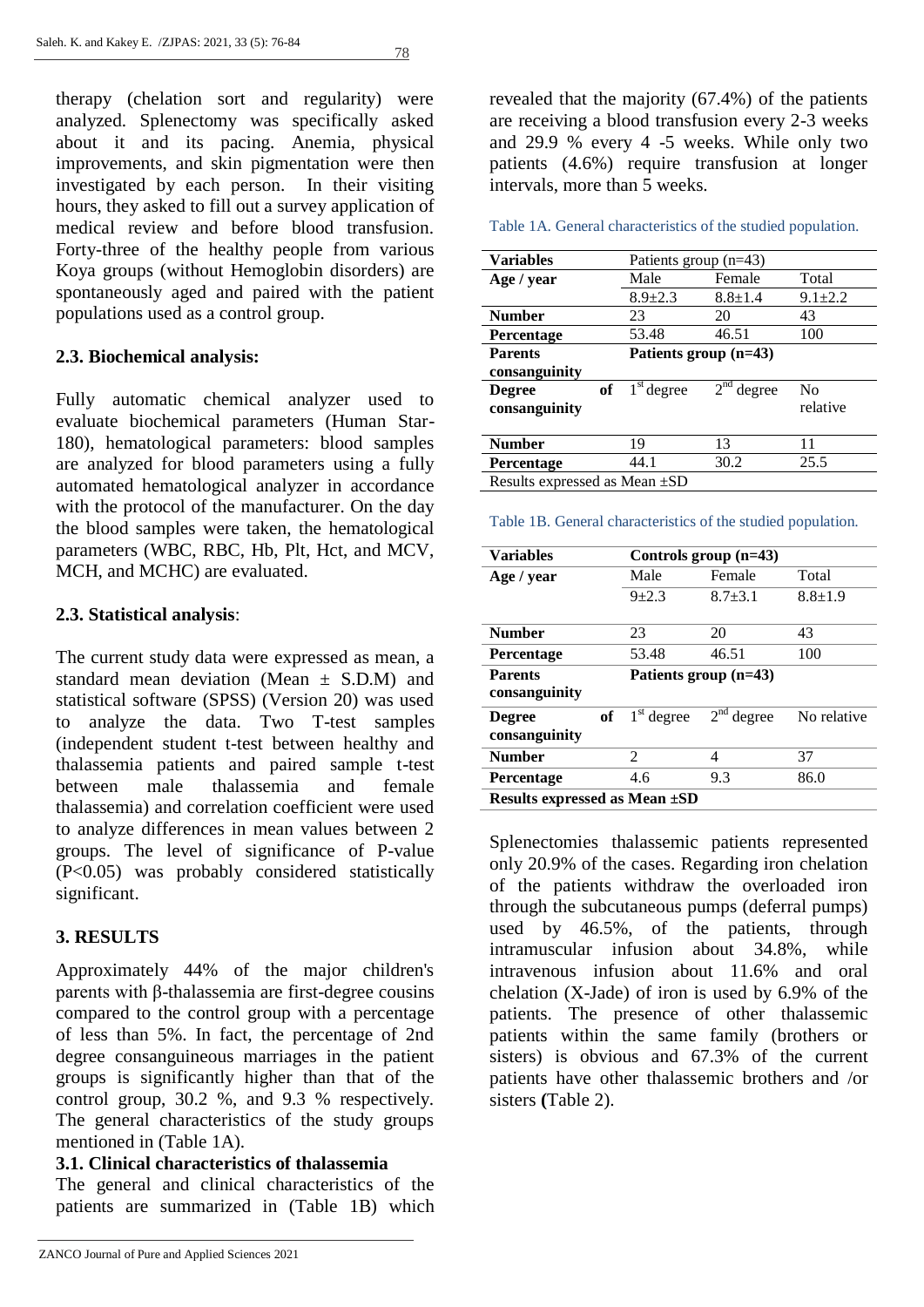therapy (chelation sort and regularity) were analyzed. Splenectomy was specifically asked about it and its pacing. Anemia, physical improvements, and skin pigmentation were then investigated by each person. In their visiting hours, they asked to fill out a survey application of medical review and before blood transfusion. Forty-three of the healthy people from various Koya groups (without Hemoglobin disorders) are spontaneously aged and paired with the patient populations used as a control group.

## 2.3. Biochemical analysis:

Fully automatic chemical analyzer used to evaluate biochemical parameters (Human Star-180), hematological parameters: blood samples are analyzed for blood parameters using a fully automated hematological analyzer in accordance with the protocol of the manufacturer. On the day the blood samples were taken, the hematological parameters (WBC, RBC, Hb, Plt, Hct, and MCV, MCH, and MCHC) are evaluated.

## 2.3. Statistical analysis:

The current study data were expressed as mean, a standard mean deviation (Mean ± S.D.M) and statistical software (SPSS) (Version 20) was used to analyze the data. Two T-test samples (independent student t-test between healthy and thalassemia patients and paired sample t-test between male thalassemia and female thalassemia) and correlation coefficient were used to analyze differences in mean values between 2 groups. The level of significance of P-value ($P<0.05$) was probably considered statistically significant.

## 3. RESULTS

Approximately 44% of the major children's parents with β-thalassemia are first-degree cousins compared to the control group with a percentage of less than 5%. In fact, the percentage of 2nd degree consanguineous marriages in the patient groups is significantly higher than that of the control group, 30.2 %, and 9.3 % respectively. The general characteristics of the study groups mentioned in (Table 1A).

### 3.1. Clinical characteristics of thalassemia

The general and clinical characteristics of the patients are summarized in (Table 1B) which revealed that the majority (67.4%) of the patients are receiving a blood transfusion every 2-3 weeks and 29.9 % every 4 -5 weeks. While only two patients (4.6%) require transfusion at longer intervals, more than 5 weeks.

Table 1A. General characteristics of the studied population.

| Variables | Patients group (n=43) | | |
|---|---|---|---|
| **Age / year** | Male | Female | Total |
| | 8.9±2.3 | 8.8±1.4 | 9.1±2.2 |
| **Number** | 23 | 20 | 43 |
| **Percentage** | 53.48 | 46.51 | 100 |
| **Parents consanguinity** | **Patients group (n=43)** | | |
| **Degree of consanguinity** | 1st degree | 2nd degree | No relative |
| **Number** | 19 | 13 | 11 |
| **Percentage** | 44.1 | 30.2 | 25.5 |
| Results expressed as Mean ±SD | | | |

Table 1B. General characteristics of the studied population.

| Variables | Controls group (n=43) | | |
|---|---|---|---|
| **Age / year** | Male | Female | Total |
| | 9±2.3 | 8.7±3.1 | 8.8±1.9 |
| **Number** | 23 | 20 | 43 |
| **Percentage** | 53.48 | 46.51 | 100 |
| **Parents consanguinity** | **Patients group (n=43)** | | |
| **Degree of consanguinity** | 1st degree | 2nd degree | No relative |
| **Number** | 2 | 4 | 37 |
| **Percentage** | 4.6 | 9.3 | 86.0 |
| **Results expressed as Mean ±SD** | | | |

Splenectomies thalassemic patients represented only 20.9% of the cases. Regarding iron chelation of the patients withdraw the overloaded iron through the subcutaneous pumps (deferral pumps) used by 46.5%, of the patients, through intramuscular infusion about 34.8%, while intravenous infusion about 11.6% and oral chelation (X-Jade) of iron is used by 6.9% of the patients. The presence of other thalassemic patients within the same family (brothers or sisters) is obvious and 67.3% of the current patients have other thalassemic brothers and /or sisters (Table 2).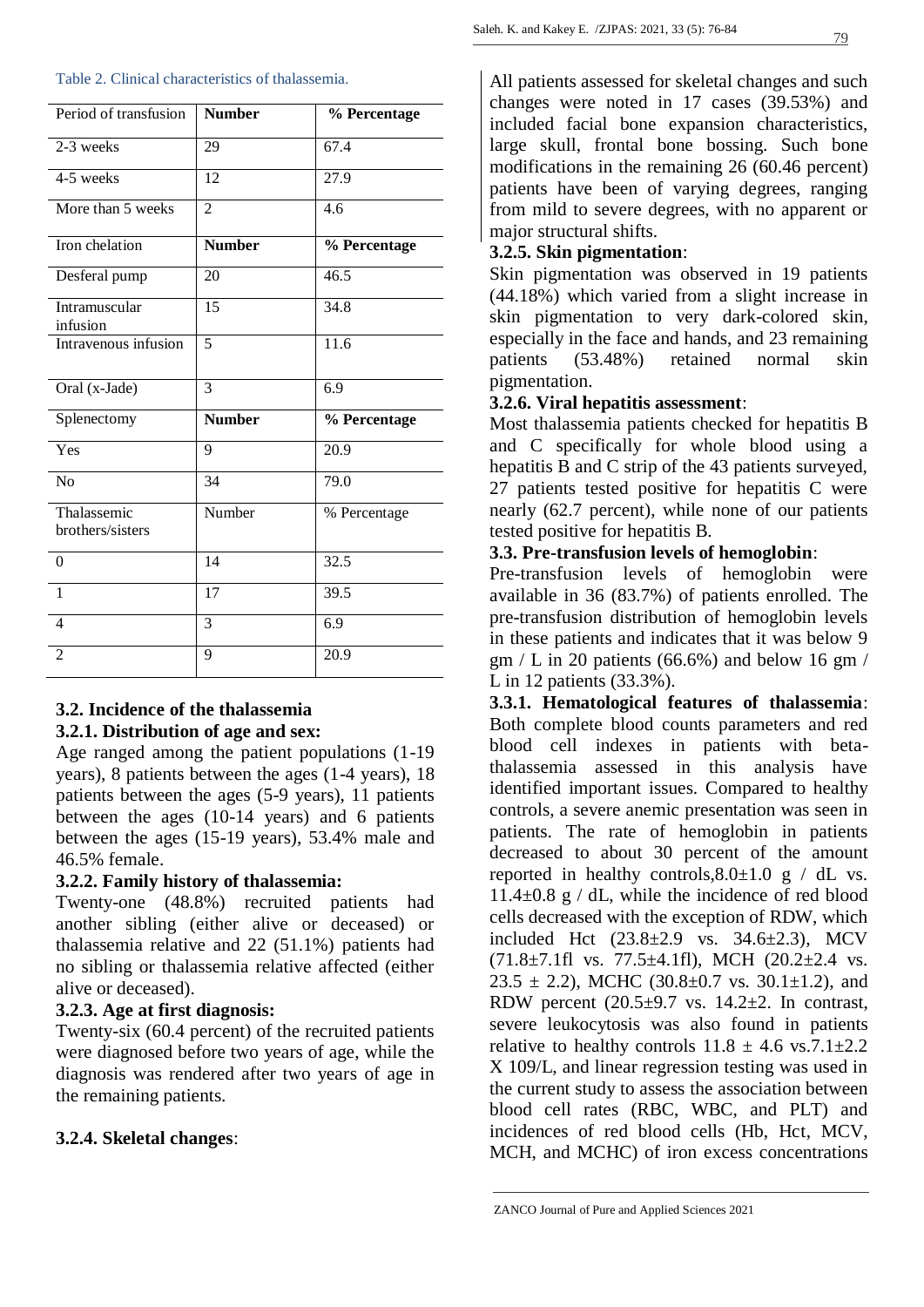Table 2. Clinical characteristics of thalassemia.

| Period of transfusion | Number | % Percentage |
|---|---|---|
| 2-3 weeks | 29 | 67.4 |
| 4-5 weeks | 12 | 27.9 |
| More than 5 weeks | 2 | 4.6 |
| Iron chelation | **Number** | **% Percentage** |
| Desferal pump | 20 | 46.5 |
| Intramuscular infusion | 15 | 34.8 |
| Intravenous infusion | 5 | 11.6 |
| Oral (x-Jade) | 3 | 6.9 |
| Splenectomy | **Number** | **% Percentage** |
| Yes | 9 | 20.9 |
| No | 34 | 79.0 |
| Thalassemic brothers/sisters | Number | % Percentage |
| 0 | 14 | 32.5 |
| 1 | 17 | 39.5 |
| 4 | 3 | 6.9 |
| 2 | 9 | 20.9 |

### 3.2. Incidence of the thalassemia

#### 3.2.1. Distribution of age and sex:

Age ranged among the patient populations (1-19 years), 8 patients between the ages (1-4 years), 18 patients between the ages (5-9 years), 11 patients between the ages (10-14 years) and 6 patients between the ages (15-19 years), 53.4% male and 46.5% female.

#### 3.2.2. Family history of thalassemia:

Twenty-one (48.8%) recruited patients had another sibling (either alive or deceased) or thalassemia relative and 22 (51.1%) patients had no sibling or thalassemia relative affected (either alive or deceased).

#### 3.2.3. Age at first diagnosis:

Twenty-six (60.4 percent) of the recruited patients were diagnosed before two years of age, while the diagnosis was rendered after two years of age in the remaining patients.

#### 3.2.4. Skeletal changes:

All patients assessed for skeletal changes and such changes were noted in 17 cases (39.53%) and included facial bone expansion characteristics, large skull, frontal bone bossing. Such bone modifications in the remaining 26 (60.46 percent) patients have been of varying degrees, ranging from mild to severe degrees, with no apparent or major structural shifts.

#### 3.2.5. Skin pigmentation:

Skin pigmentation was observed in 19 patients (44.18%) which varied from a slight increase in skin pigmentation to very dark-colored skin, especially in the face and hands, and 23 remaining patients (53.48%) retained normal skin pigmentation.

#### 3.2.6. Viral hepatitis assessment:

Most thalassemia patients checked for hepatitis B and C specifically for whole blood using a hepatitis B and C strip of the 43 patients surveyed, 27 patients tested positive for hepatitis C were nearly (62.7 percent), while none of our patients tested positive for hepatitis B.

### 3.3. Pre-transfusion levels of hemoglobin:

Pre-transfusion levels of hemoglobin were available in 36 (83.7%) of patients enrolled. The pre-transfusion distribution of hemoglobin levels in these patients and indicates that it was below 9 gm / L in 20 patients (66.6%) and below 16 gm / L in 12 patients (33.3%).

**3.3.1. Hematological features of thalassemia**: Both complete blood counts parameters and red blood cell indexes in patients with beta-thalassemia assessed in this analysis have identified important issues. Compared to healthy controls, a severe anemic presentation was seen in patients. The rate of hemoglobin in patients decreased to about 30 percent of the amount reported in healthy controls, $8.0\pm1.0$ g / dL vs. $11.4\pm0.8$ g / dL, while the incidence of red blood cells decreased with the exception of RDW, which included Hct ($23.8\pm2.9$ vs. $34.6\pm2.3$), MCV ($71.8\pm7.1$fl vs. $77.5\pm4.1$fl), MCH ($20.2\pm2.4$ vs. $23.5 \pm 2.2$), MCHC ($30.8\pm0.7$ vs. $30.1\pm1.2$), and RDW percent ($20.5\pm9.7$ vs. $14.2\pm2$. In contrast, severe leukocytosis was also found in patients relative to healthy controls $11.8 \pm 4.6$ vs. $7.1\pm2.2$ X $10^9$/L, and linear regression testing was used in the current study to assess the association between blood cell rates (RBC, WBC, and PLT) and incidences of red blood cells (Hb, Hct, MCV, MCH, and MCHC) of iron excess concentrations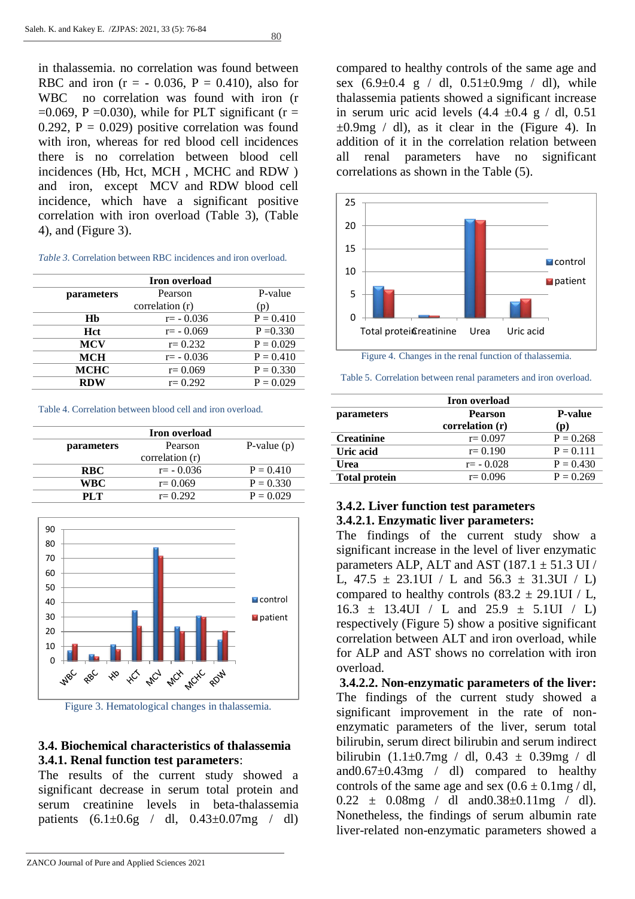in thalassemia. no correlation was found between RBC and iron (r = - 0.036, P = 0.410), also for WBC no correlation was found with iron (r =0.069, P =0.030), while for PLT significant (r = 0.292, P = 0.029) positive correlation was found with iron, whereas for red blood cell incidences there is no correlation between blood cell incidences (Hb, Hct, MCH , MCHC and RDW ) and iron, except MCV and RDW blood cell incidence, which have a significant positive correlation with iron overload (Table 3), (Table 4), and (Figure 3).

*Table 3.* Correlation between RBC incidences and iron overload.

| parameters | Iron overload | |
|---|---|---|
| | Pearson correlation (r) | P-value (p) |
| **Hb** | r= - 0.036 | P = 0.410 |
| **Hct** | r= - 0.069 | P =0.330 |
| **MCV** | r= 0.232 | P = 0.029 |
| **MCH** | r= - 0.036 | P = 0.410 |
| **MCHC** | r= 0.069 | P = 0.330 |
| **RDW** | r= 0.292 | P = 0.029 |

Table 4. Correlation between blood cell and iron overload.

| parameters | Iron overload | |
|---|---|---|
| | Pearson correlation (r) | P-value (p) |
| **RBC** | r= - 0.036 | P = 0.410 |
| **WBC** | r= 0.069 | P = 0.330 |
| **PLT** | r= 0.292 | P = 0.029 |

Figure 3. Hematological changes in thalassemia.

### 3.4. Biochemical characteristics of thalassemia

#### 3.4.1. Renal function test parameters:

The results of the current study showed a significant decrease in serum total protein and serum creatinine levels in beta-thalassemia patients (6.1±0.6g / dl, 0.43±0.07mg / dl) compared to healthy controls of the same age and sex (6.9±0.4 g / dl, 0.51±0.9mg / dl), while thalassemia patients showed a significant increase in serum uric acid levels (4.4 ±0.4 g / dl, 0.51 ±0.9mg / dl), as it clear in the (Figure 4). In addition of it in the correlation relation between all renal parameters have no significant correlations as shown in the Table (5).

Figure 4. Changes in the renal function of thalassemia.

Table 5. Correlation between renal parameters and iron overload.

| parameters | Iron overload | |
|---|---|---|
| | **Pearson correlation (r)** | **P-value (p)** |
| **Creatinine** | r= 0.097 | P = 0.268 |
| **Uric acid** | r= 0.190 | P = 0.111 |
| **Urea** | r= - 0.028 | P = 0.430 |
| **Total protein** | r= 0.096 | P = 0.269 |

#### 3.4.2. Liver function test parameters

#### 3.4.2.1. Enzymatic liver parameters:

The findings of the current study show a significant increase in the level of liver enzymatic parameters ALP, ALT and AST (187.1 ± 51.3 UI / L, 47.5 ± 23.1UI / L and 56.3 ± 31.3UI / L) compared to healthy controls (83.2 ± 29.1UI / L, 16.3 ± 13.4UI / L and 25.9 ± 5.1UI / L) respectively (Figure 5) show a positive significant correlation between ALT and iron overload, while for ALP and AST shows no correlation with iron overload.

#### 3.4.2.2. Non-enzymatic parameters of the liver:

The findings of the current study showed a significant improvement in the rate of non-enzymatic parameters of the liver, serum total bilirubin, serum direct bilirubin and serum indirect bilirubin (1.1±0.7mg / dl, 0.43 ± 0.39mg / dl and0.67±0.43mg / dl) compared to healthy controls of the same age and sex (0.6 ± 0.1mg / dl, 0.22 ± 0.08mg / dl and0.38±0.11mg / dl). Nonetheless, the findings of serum albumin rate liver-related non-enzymatic parameters showed a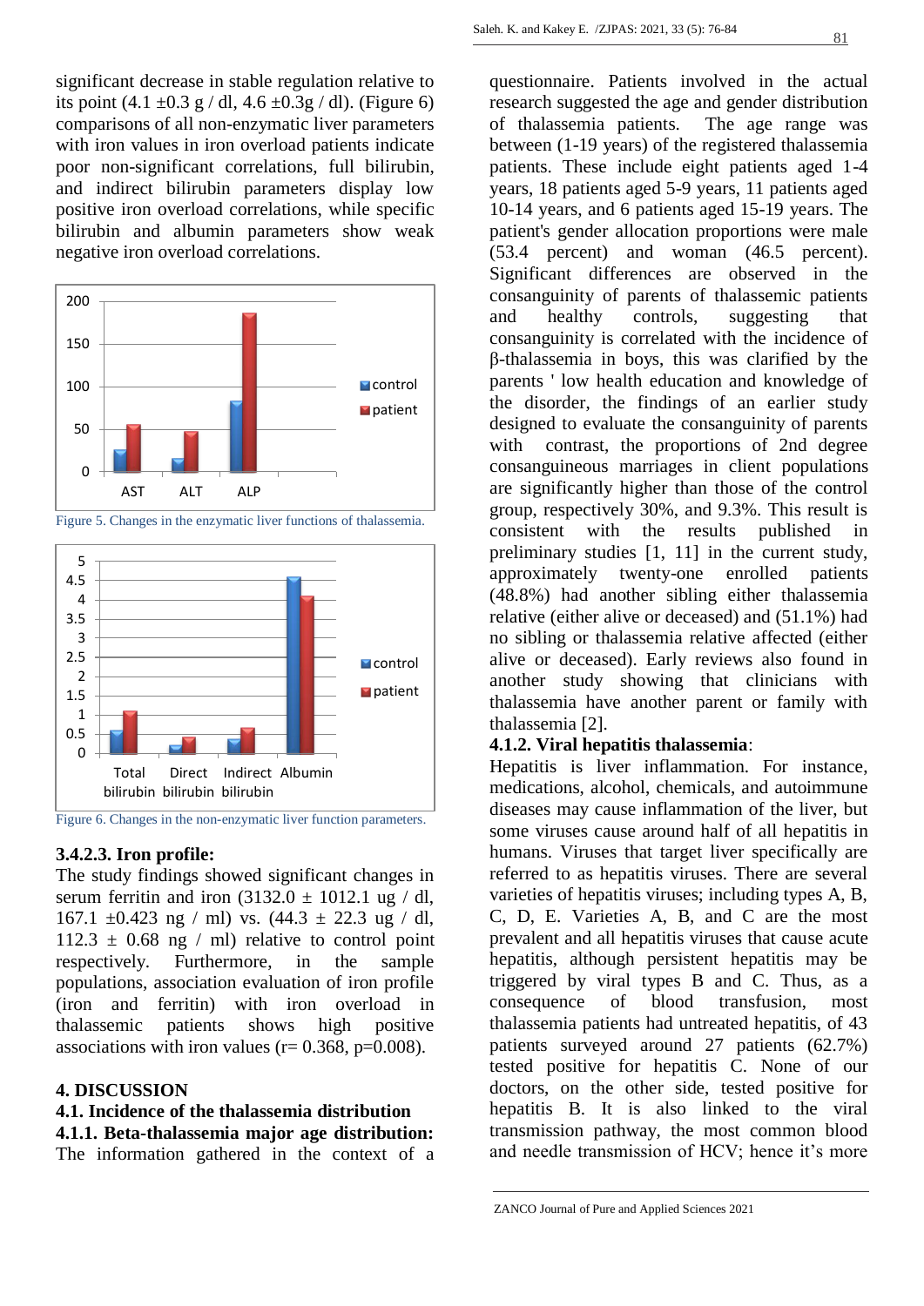significant decrease in stable regulation relative to its point (4.1 ±0.3 g / dl, 4.6 ±0.3g / dl). (Figure 6) comparisons of all non-enzymatic liver parameters with iron values in iron overload patients indicate poor non-significant correlations, full bilirubin, and indirect bilirubin parameters display low positive iron overload correlations, while specific bilirubin and albumin parameters show weak negative iron overload correlations.

Figure 5. Changes in the enzymatic liver functions of thalassemia.

Figure 6. Changes in the non-enzymatic liver function parameters.

### 3.4.2.3. Iron profile:

The study findings showed significant changes in serum ferritin and iron (3132.0 ± 1012.1 ug / dl, 167.1 ±0.423 ng / ml) vs. (44.3 ± 22.3 ug / dl, 112.3 ± 0.68 ng / ml) relative to control point respectively. Furthermore, in the sample populations, association evaluation of iron profile (iron and ferritin) with iron overload in thalassemic patients shows high positive associations with iron values (r= 0.368, p=0.008).

## 4. DISCUSSION

### 4.1. Incidence of the thalassemia distribution

### 4.1.1. Beta-thalassemia major age distribution:

The information gathered in the context of a questionnaire. Patients involved in the actual research suggested the age and gender distribution of thalassemia patients. The age range was between (1-19 years) of the registered thalassemia patients. These include eight patients aged 1-4 years, 18 patients aged 5-9 years, 11 patients aged 10-14 years, and 6 patients aged 15-19 years. The patient's gender allocation proportions were male (53.4 percent) and woman (46.5 percent). Significant differences are observed in the consanguinity of parents of thalassemic patients and healthy controls, suggesting that consanguinity is correlated with the incidence of β-thalassemia in boys, this was clarified by the parents ' low health education and knowledge of the disorder, the findings of an earlier study designed to evaluate the consanguinity of parents with contrast, the proportions of 2nd degree consanguineous marriages in client populations are significantly higher than those of the control group, respectively 30%, and 9.3%. This result is consistent with the results published in preliminary studies [1, 11] in the current study, approximately twenty-one enrolled patients (48.8%) had another sibling either thalassemia relative (either alive or deceased) and (51.1%) had no sibling or thalassemia relative affected (either alive or deceased). Early reviews also found in another study showing that clinicians with thalassemia have another parent or family with thalassemia [2].

### 4.1.2. Viral hepatitis thalassemia:

Hepatitis is liver inflammation. For instance, medications, alcohol, chemicals, and autoimmune diseases may cause inflammation of the liver, but some viruses cause around half of all hepatitis in humans. Viruses that target liver specifically are referred to as hepatitis viruses. There are several varieties of hepatitis viruses; including types A, B, C, D, E. Varieties A, B, and C are the most prevalent and all hepatitis viruses that cause acute hepatitis, although persistent hepatitis may be triggered by viral types B and C. Thus, as a consequence of blood transfusion, most thalassemia patients had untreated hepatitis, of 43 patients surveyed around 27 patients (62.7%) tested positive for hepatitis C. None of our doctors, on the other side, tested positive for hepatitis B. It is also linked to the viral transmission pathway, the most common blood and needle transmission of HCV; hence it's more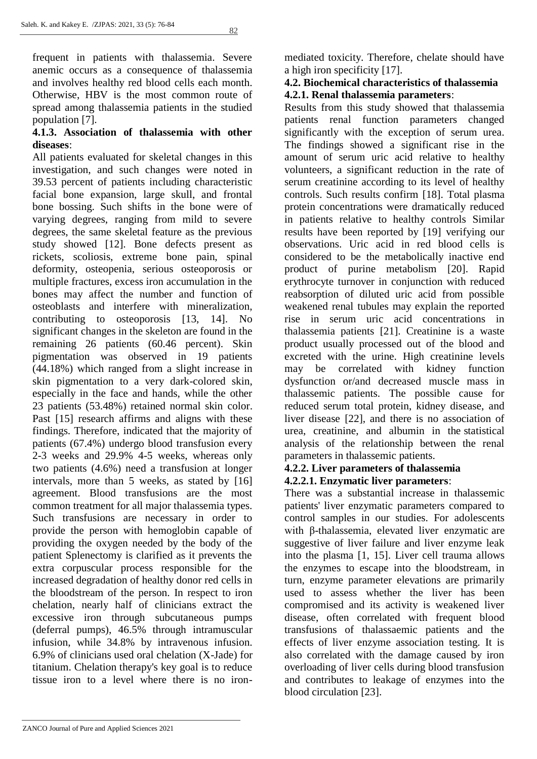frequent in patients with thalassemia. Severe anemic occurs as a consequence of thalassemia and involves healthy red blood cells each month. Otherwise, HBV is the most common route of spread among thalassemia patients in the studied population [7].

#### 4.1.3. Association of thalassemia with other diseases:

All patients evaluated for skeletal changes in this investigation, and such changes were noted in 39.53 percent of patients including characteristic facial bone expansion, large skull, and frontal bone bossing. Such shifts in the bone were of varying degrees, ranging from mild to severe degrees, the same skeletal feature as the previous study showed [12]. Bone defects present as rickets, scoliosis, extreme bone pain, spinal deformity, osteopenia, serious osteoporosis or multiple fractures, excess iron accumulation in the bones may affect the number and function of osteoblasts and interfere with mineralization, contributing to osteoporosis [13, 14]. No significant changes in the skeleton are found in the remaining 26 patients (60.46 percent). Skin pigmentation was observed in 19 patients (44.18%) which ranged from a slight increase in skin pigmentation to a very dark-colored skin, especially in the face and hands, while the other 23 patients (53.48%) retained normal skin color. Past [15] research affirms and aligns with these findings. Therefore, indicated that the majority of patients (67.4%) undergo blood transfusion every 2-3 weeks and 29.9% 4-5 weeks, whereas only two patients (4.6%) need a transfusion at longer intervals, more than 5 weeks, as stated by [16] agreement. Blood transfusions are the most common treatment for all major thalassemia types. Such transfusions are necessary in order to provide the person with hemoglobin capable of providing the oxygen needed by the body of the patient Splenectomy is clarified as it prevents the extra corpuscular process responsible for the increased degradation of healthy donor red cells in the bloodstream of the person. In respect to iron chelation, nearly half of clinicians extract the excessive iron through subcutaneous pumps (deferral pumps), 46.5% through intramuscular infusion, while 34.8% by intravenous infusion. 6.9% of clinicians used oral chelation (X-Jade) for titanium. Chelation therapy's key goal is to reduce tissue iron to a level where there is no iron-mediated toxicity. Therefore, chelate should have a high iron specificity [17].

### 4.2. Biochemical characteristics of thalassemia

#### 4.2.1. Renal thalassemia parameters:

Results from this study showed that thalassemia patients renal function parameters changed significantly with the exception of serum urea. The findings showed a significant rise in the amount of serum uric acid relative to healthy volunteers, a significant reduction in the rate of serum creatinine according to its level of healthy controls. Such results confirm [18]. Total plasma protein concentrations were dramatically reduced in patients relative to healthy controls Similar results have been reported by [19] verifying our observations. Uric acid in red blood cells is considered to be the metabolically inactive end product of purine metabolism [20]. Rapid erythrocyte turnover in conjunction with reduced reabsorption of diluted uric acid from possible weakened renal tubules may explain the reported rise in serum uric acid concentrations in thalassemia patients [21]. Creatinine is a waste product usually processed out of the blood and excreted with the urine. High creatinine levels may be correlated with kidney function dysfunction or/and decreased muscle mass in thalassemic patients. The possible cause for reduced serum total protein, kidney disease, and liver disease [22], and there is no association of urea, creatinine, and albumin in the statistical analysis of the relationship between the renal parameters in thalassemic patients.

#### 4.2.2. Liver parameters of thalassemia

##### 4.2.2.1. Enzymatic liver parameters:

There was a substantial increase in thalassemic patients' liver enzymatic parameters compared to control samples in our studies. For adolescents with β-thalassemia, elevated liver enzymatic are suggestive of liver failure and liver enzyme leak into the plasma [1, 15]. Liver cell trauma allows the enzymes to escape into the bloodstream, in turn, enzyme parameter elevations are primarily used to assess whether the liver has been compromised and its activity is weakened liver disease, often correlated with frequent blood transfusions of thalassaemic patients and the effects of liver enzyme association testing. It is also correlated with the damage caused by iron overloading of liver cells during blood transfusion and contributes to leakage of enzymes into the blood circulation [23].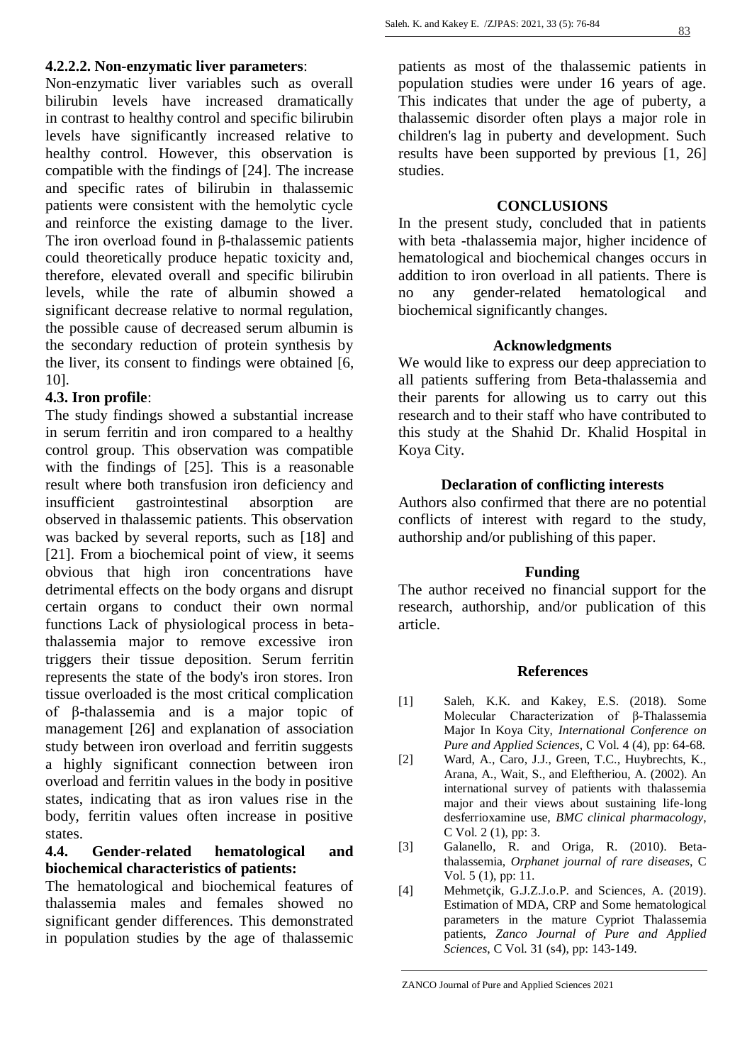#### 4.2.2.2. Non-enzymatic liver parameters:

Non-enzymatic liver variables such as overall bilirubin levels have increased dramatically in contrast to healthy control and specific bilirubin levels have significantly increased relative to healthy control. However, this observation is compatible with the findings of [24]. The increase and specific rates of bilirubin in thalassemic patients were consistent with the hemolytic cycle and reinforce the existing damage to the liver. The iron overload found in β-thalassemic patients could theoretically produce hepatic toxicity and, therefore, elevated overall and specific bilirubin levels, while the rate of albumin showed a significant decrease relative to normal regulation, the possible cause of decreased serum albumin is the secondary reduction of protein synthesis by the liver, its consent to findings were obtained [6, 10].

### 4.3. Iron profile:

The study findings showed a substantial increase in serum ferritin and iron compared to a healthy control group. This observation was compatible with the findings of [25]. This is a reasonable result where both transfusion iron deficiency and insufficient gastrointestinal absorption are observed in thalassemic patients. This observation was backed by several reports, such as [18] and [21]. From a biochemical point of view, it seems obvious that high iron concentrations have detrimental effects on the body organs and disrupt certain organs to conduct their own normal functions Lack of physiological process in beta-thalassemia major to remove excessive iron triggers their tissue deposition. Serum ferritin represents the state of the body's iron stores. Iron tissue overloaded is the most critical complication of β-thalassemia and is a major topic of management [26] and explanation of association study between iron overload and ferritin suggests a highly significant connection between iron overload and ferritin values in the body in positive states, indicating that as iron values rise in the body, ferritin values often increase in positive states.

### 4.4. Gender-related hematological and biochemical characteristics of patients:

The hematological and biochemical features of thalassemia males and females showed no significant gender differences. This demonstrated in population studies by the age of thalassemic patients as most of the thalassemic patients in population studies were under 16 years of age. This indicates that under the age of puberty, a thalassemic disorder often plays a major role in children's lag in puberty and development. Such results have been supported by previous [1, 26] studies.

## CONCLUSIONS

In the present study, concluded that in patients with beta -thalassemia major, higher incidence of hematological and biochemical changes occurs in addition to iron overload in all patients. There is no any gender-related hematological and biochemical significantly changes.

## Acknowledgments

We would like to express our deep appreciation to all patients suffering from Beta-thalassemia and their parents for allowing us to carry out this research and to their staff who have contributed to this study at the Shahid Dr. Khalid Hospital in Koya City.

## Declaration of conflicting interests

Authors also confirmed that there are no potential conflicts of interest with regard to the study, authorship and/or publishing of this paper.

## Funding

The author received no financial support for the research, authorship, and/or publication of this article.

## References

[1] Saleh, K.K. and Kakey, E.S. (2018). Some Molecular Characterization of β-Thalassemia Major In Koya City, *International Conference on Pure and Applied Sciences*, C Vol. 4 (4), pp: 64-68.

[2] Ward, A., Caro, J.J., Green, T.C., Huybrechts, K., Arana, A., Wait, S., and Eleftheriou, A. (2002). An international survey of patients with thalassemia major and their views about sustaining life-long desferrioxamine use, *BMC clinical pharmacology*, C Vol. 2 (1), pp: 3.

[3] Galanello, R. and Origa, R. (2010). Beta-thalassemia, *Orphanet journal of rare diseases*, C Vol. 5 (1), pp: 11.

[4] Mehmetçik, G.J.Z.J.o.P. and Sciences, A. (2019). Estimation of MDA, CRP and Some hematological parameters in the mature Cypriot Thalassemia patients, *Zanco Journal of Pure and Applied Sciences*, C Vol. 31 (s4), pp: 143-149.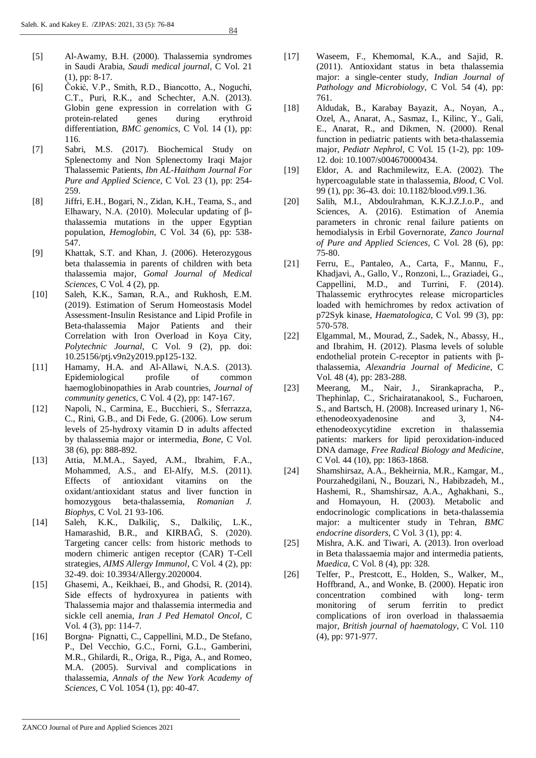[5] Al-Awamy, B.H. (2000). Thalassemia syndromes in Saudi Arabia, *Saudi medical journal*, C Vol. 21 (1), pp: 8-17.

[6] Čokić, V.P., Smith, R.D., Biancotto, A., Noguchi, C.T., Puri, R.K., and Schechter, A.N. (2013). Globin gene expression in correlation with G protein-related genes during erythroid differentiation, *BMC genomics*, C Vol. 14 (1), pp: 116.

[7] Sabri, M.S. (2017). Biochemical Study on Splenectomy and Non Splenectomy Iraqi Major Thalassemic Patients, *Ibn AL-Haitham Journal For Pure and Applied Science*, C Vol. 23 (1), pp: 254-259.

[8] Jiffri, E.H., Bogari, N., Zidan, K.H., Teama, S., and Elhawary, N.A. (2010). Molecular updating of β-thalassemia mutations in the upper Egyptian population, *Hemoglobin*, C Vol. 34 (6), pp: 538-547.

[9] Khattak, S.T. and Khan, J. (2006). Heterozygous beta thalassemia in parents of children with beta thalassemia major, *Gomal Journal of Medical Sciences*, C Vol. 4 (2), pp.

[10] Saleh, K.K., Saman, R.A., and Rukhosh, E.M. (2019). Estimation of Serum Homeostasis Model Assessment-Insulin Resistance and Lipid Profile in Beta-thalassemia Major Patients and their Correlation with Iron Overload in Koya City, *Polytechnic Journal*, C Vol. 9 (2), pp. doi: 10.25156/ptj.v9n2y2019.pp125-132.

[11] Hamamy, H.A. and Al-Allawi, N.A.S. (2013). Epidemiological profile of common haemoglobinopathies in Arab countries, *Journal of community genetics*, C Vol. 4 (2), pp: 147-167.

[12] Napoli, N., Carmina, E., Bucchieri, S., Sferrazza, C., Rini, G.B., and Di Fede, G. (2006). Low serum levels of 25-hydroxy vitamin D in adults affected by thalassemia major or intermedia, *Bone*, C Vol. 38 (6), pp: 888-892.

[13] Attia, M.M.A., Sayed, A.M., Ibrahim, F.A., Mohammed, A.S., and El-Alfy, M.S. (2011). Effects of antioxidant vitamins on the oxidant/antioxidant status and liver function in homozygous beta-thalassemia, *Romanian J. Biophys*, C Vol. 21 93-106.

[14] Saleh, K.K., Dalkiliç, S., Dalkiliç, L.K., Hamarashid, B.R., and KIRBAĞ, S. (2020). Targeting cancer cells: from historic methods to modern chimeric antigen receptor (CAR) T-Cell strategies, *AIMS Allergy Immunol*, C Vol. 4 (2), pp: 32-49. doi: 10.3934/Allergy.2020004.

[15] Ghasemi, A., Keikhaei, B., and Ghodsi, R. (2014). Side effects of hydroxyurea in patients with Thalassemia major and thalassemia intermedia and sickle cell anemia, *Iran J Ped Hematol Oncol*, C Vol. 4 (3), pp: 114-7.

[16] Borgna- Pignatti, C., Cappellini, M.D., De Stefano, P., Del Vecchio, G.C., Forni, G.L., Gamberini, M.R., Ghilardi, R., Origa, R., Piga, A., and Romeo, M.A. (2005). Survival and complications in thalassemia, *Annals of the New York Academy of Sciences*, C Vol. 1054 (1), pp: 40-47.

[17] Waseem, F., Khemomal, K.A., and Sajid, R. (2011). Antioxidant status in beta thalassemia major: a single-center study, *Indian Journal of Pathology and Microbiology*, C Vol. 54 (4), pp: 761.

[18] Aldudak, B., Karabay Bayazit, A., Noyan, A., Ozel, A., Anarat, A., Sasmaz, I., Kilinc, Y., Gali, E., Anarat, R., and Dikmen, N. (2000). Renal function in pediatric patients with beta-thalassemia major, *Pediatr Nephrol*, C Vol. 15 (1-2), pp: 109-12. doi: 10.1007/s004670000434.

[19] Eldor, A. and Rachmilewitz, E.A. (2002). The hypercoagulable state in thalassemia, *Blood*, C Vol. 99 (1), pp: 36-43. doi: 10.1182/blood.v99.1.36.

[20] Salih, M.I., Abdoulrahman, K.K.J.Z.J.o.P., and Sciences, A. (2016). Estimation of Anemia parameters in chronic renal failure patients on hemodialysis in Erbil Governorate, *Zanco Journal of Pure and Applied Sciences*, C Vol. 28 (6), pp: 75-80.

[21] Ferru, E., Pantaleo, A., Carta, F., Mannu, F., Khadjavi, A., Gallo, V., Ronzoni, L., Graziadei, G., Cappellini, M.D., and Turrini, F. (2014). Thalassemic erythrocytes release microparticles loaded with hemichromes by redox activation of p72Syk kinase, *Haematologica*, C Vol. 99 (3), pp: 570-578.

[22] Elgammal, M., Mourad, Z., Sadek, N., Abassy, H., and Ibrahim, H. (2012). Plasma levels of soluble endothelial protein C-receptor in patients with β-thalassemia, *Alexandria Journal of Medicine*, C Vol. 48 (4), pp: 283-288.

[23] Meerang, M., Nair, J., Sirankapracha, P., Thephinlap, C., Srichairatanakool, S., Fucharoen, S., and Bartsch, H. (2008). Increased urinary 1, N6-ethenodeoxyadenosine and 3, N4-ethenodeoxycytidine excretion in thalassemia patients: markers for lipid peroxidation-induced DNA damage, *Free Radical Biology and Medicine*, C Vol. 44 (10), pp: 1863-1868.

[24] Shamshirsaz, A.A., Bekheirnia, M.R., Kamgar, M., Pourzahedgilani, N., Bouzari, N., Habibzadeh, M., Hashemi, R., Shamshirsaz, A.A., Aghakhani, S., and Homayoun, H. (2003). Metabolic and endocrinologic complications in beta-thalassemia major: a multicenter study in Tehran, *BMC endocrine disorders*, C Vol. 3 (1), pp: 4.

[25] Mishra, A.K. and Tiwari, A. (2013). Iron overload in Beta thalassaemia major and intermedia patients, *Maedica*, C Vol. 8 (4), pp: 328.

[26] Telfer, P., Prestcott, E., Holden, S., Walker, M., Hoffbrand, A., and Wonke, B. (2000). Hepatic iron concentration combined with long- term monitoring of serum ferritin to predict complications of iron overload in thalassaemia major, *British journal of haematology*, C Vol. 110 (4), pp: 971-977.